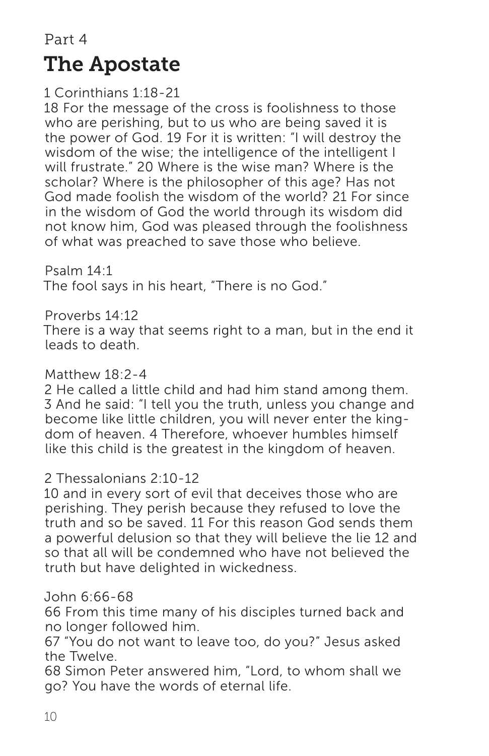Part 4

# The Apostate

1 Corinthians 1:18-21

18 For the message of the cross is foolishness to those who are perishing, but to us who are being saved it is the power of God. 19 For it is written: "I will destroy the wisdom of the wise; the intelligence of the intelligent I will frustrate." 20 Where is the wise man? Where is the scholar? Where is the philosopher of this age? Has not God made foolish the wisdom of the world? 21 For since in the wisdom of God the world through its wisdom did not know him, God was pleased through the foolishness of what was preached to save those who believe.

Psalm 14:1

The fool says in his heart, "There is no God."

Proverbs 14:12

There is a way that seems right to a man, but in the end it leads to death.

Matthew 18:2-4

2 He called a little child and had him stand among them. 3 And he said: "I tell you the truth, unless you change and become like little children, you will never enter the kingdom of heaven. 4 Therefore, whoever humbles himself like this child is the greatest in the kingdom of heaven.

2 Thessalonians 2:10-12

10 and in every sort of evil that deceives those who are perishing. They perish because they refused to love the truth and so be saved. 11 For this reason God sends them a powerful delusion so that they will believe the lie 12 and so that all will be condemned who have not believed the truth but have delighted in wickedness.

John 6:66-68

66 From this time many of his disciples turned back and no longer followed him.

67 "You do not want to leave too, do you?" Jesus asked the Twelve.

68 Simon Peter answered him, "Lord, to whom shall we go? You have the words of eternal life.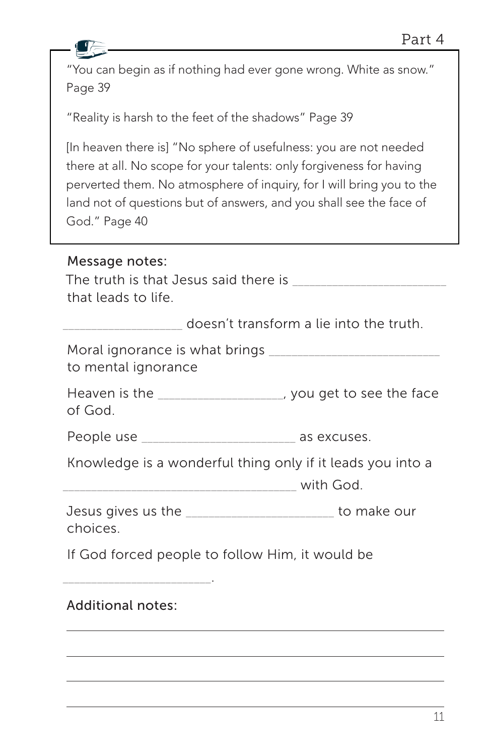## Part 4

"You can begin as if nothing had ever gone wrong. White as snow." Page 39

"Reality is harsh to the feet of the shadows" Page 39

[In heaven there is] "No sphere of usefulness: you are not needed there at all. No scope for your talents: only forgiveness for having perverted them. No atmosphere of inquiry, for I will bring you to the land not of questions but of answers, and you shall see the face of God." Page 40

Message notes:

The truth is that Jesus said there is ______________________ that leads to life.

_________________ doesn't transform a lie into the truth.

Moral ignorance is what brings ________________________ to mental ignorance

Heaven is the __________________, you get to see the face of God.

People use ______________________ as excuses.

Knowledge is a wonderful thing only if it leads you into a __________________________________ with God.

Jesus gives us the _____________________ to make our choices.

If God forced people to follow Him, it would be ______________________.

Additional notes:

___________________________________________________________

___________________________________________________________

___________________________________________________________

___________________________________________________________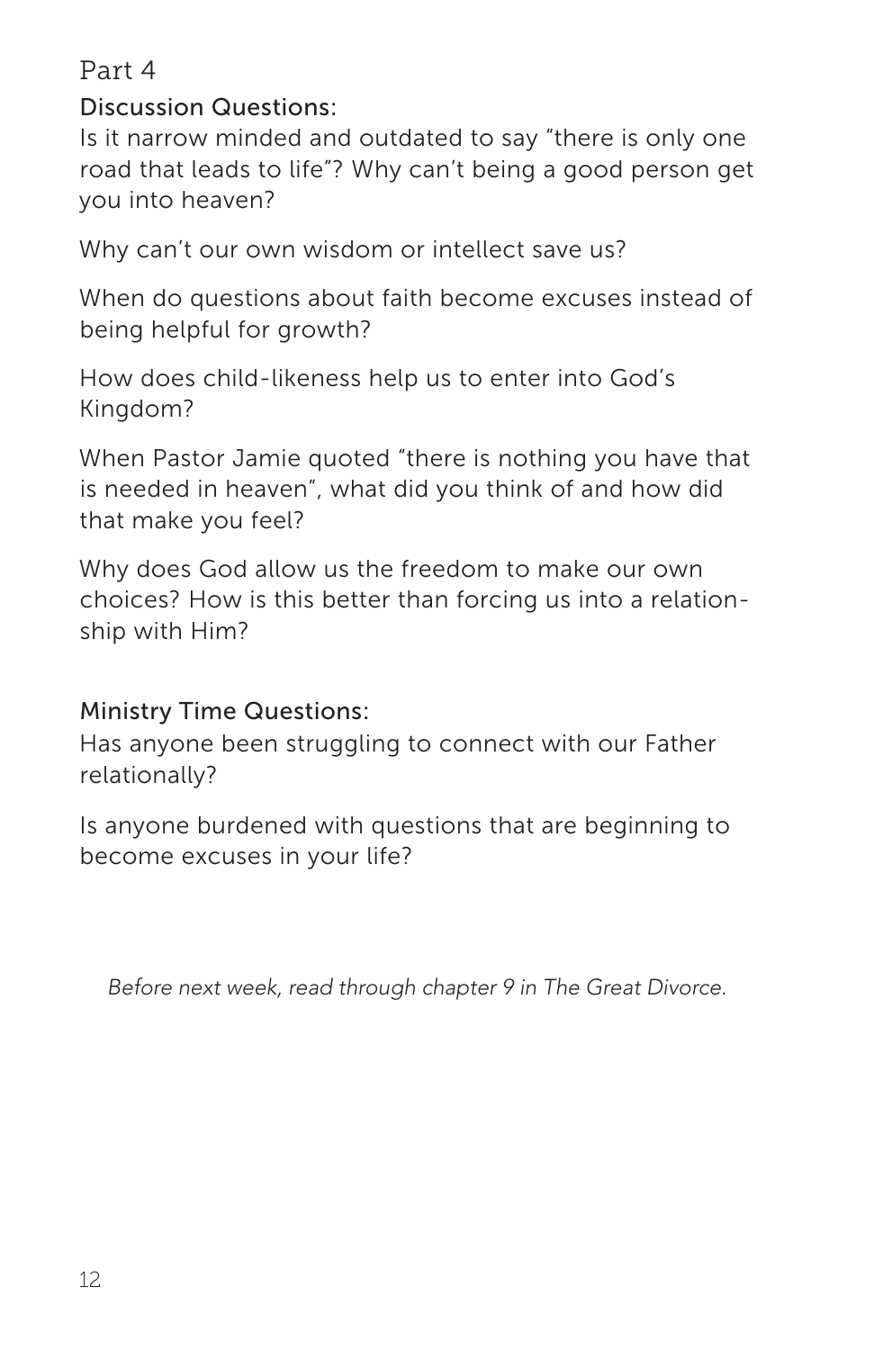## Part 4

### Discussion Questions:

Is it narrow minded and outdated to say "there is only one road that leads to life"? Why can't being a good person get you into heaven?

Why can't our own wisdom or intellect save us?

When do questions about faith become excuses instead of being helpful for growth?

How does child-likeness help us to enter into God's Kingdom?

When Pastor Jamie quoted "there is nothing you have that is needed in heaven", what did you think of and how did that make you feel?

Why does God allow us the freedom to make our own choices? How is this better than forcing us into a relationship with Him?

### Ministry Time Questions:

Has anyone been struggling to connect with our Father relationally?

Is anyone burdened with questions that are beginning to become excuses in your life?

*Before next week, read through chapter 9 in The Great Divorce.*